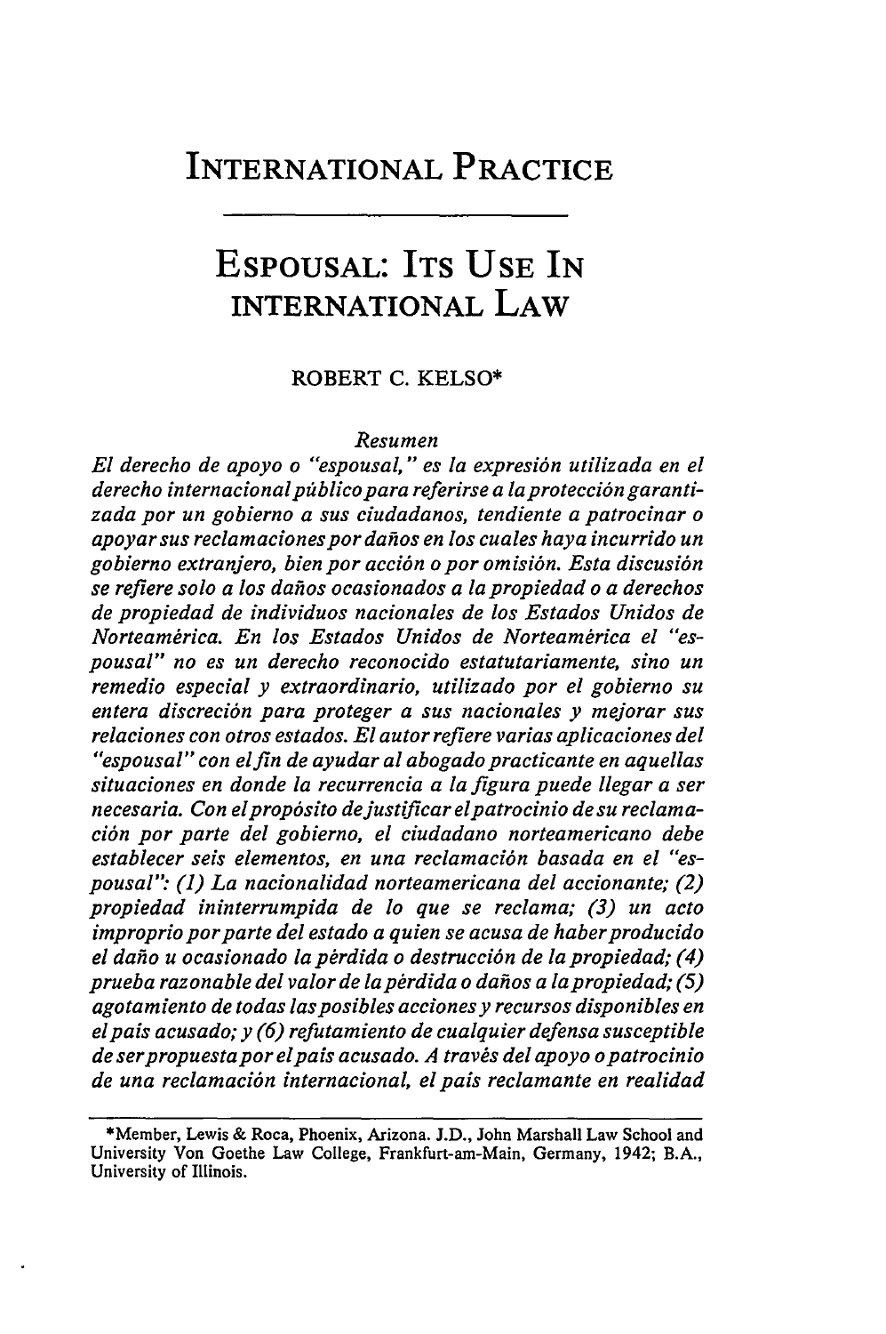# INTERNATIONAL PRACTICE

## ESPOUSAL: ITS USE IN INTERNATIONAL LAW

ROBERT C. KELSO*

*Resumen*

*El derecho de apoyo o "espousal," es la expresión utilizada en el derecho internacional público para referirse a la protección garantizada por un gobierno a sus ciudadanos, tendiente a patrocinar o apoyar sus reclamaciones por daños en los cuales haya incurrido un gobierno extranjero, bien por acción o por omisión. Esta discusión se refiere solo a los daños ocasionados a la propiedad o a derechos de propiedad de individuos nacionales de los Estados Unidos de Norteamérica. En los Estados Unidos de Norteamérica el "espousal" no es un derecho reconocido estatutariamente, sino un remedio especial y extraordinario, utilizado por el gobierno su entera discreción para proteger a sus nacionales y mejorar sus relaciones con otros estados. El autor refiere varias aplicaciones del "espousal" con el fin de ayudar al abogado practicante en aquellas situaciones en donde la recurrencia a la figura puede llegar a ser necesaria. Con el propósito de justificar el patrocinio de su reclamación por parte del gobierno, el ciudadano norteamericano debe establecer seis elementos, en una reclamación basada en el "espousal": (1) La nacionalidad norteamericana del accionante; (2) propiedad ininterrumpida de lo que se reclama; (3) un acto impropio por parte del estado a quien se acusa de haber producido el daño u ocasionado la pérdida o destrucción de la propiedad; (4) prueba razonable del valor de la pérdida o daños a la propiedad; (5) agotamiento de todas las posibles acciones y recursos disponibles en el pais acusado; y (6) refutamiento de cualquier defensa susceptible de ser propuesta por el pais acusado. A través del apoyo o patrocinio de una reclamación internacional, el pais reclamante en realidad*

---

*Member, Lewis & Roca, Phoenix, Arizona. J.D., John Marshall Law School and University Von Goethe Law College, Frankfurt-am-Main, Germany, 1942; B.A., University of Illinois.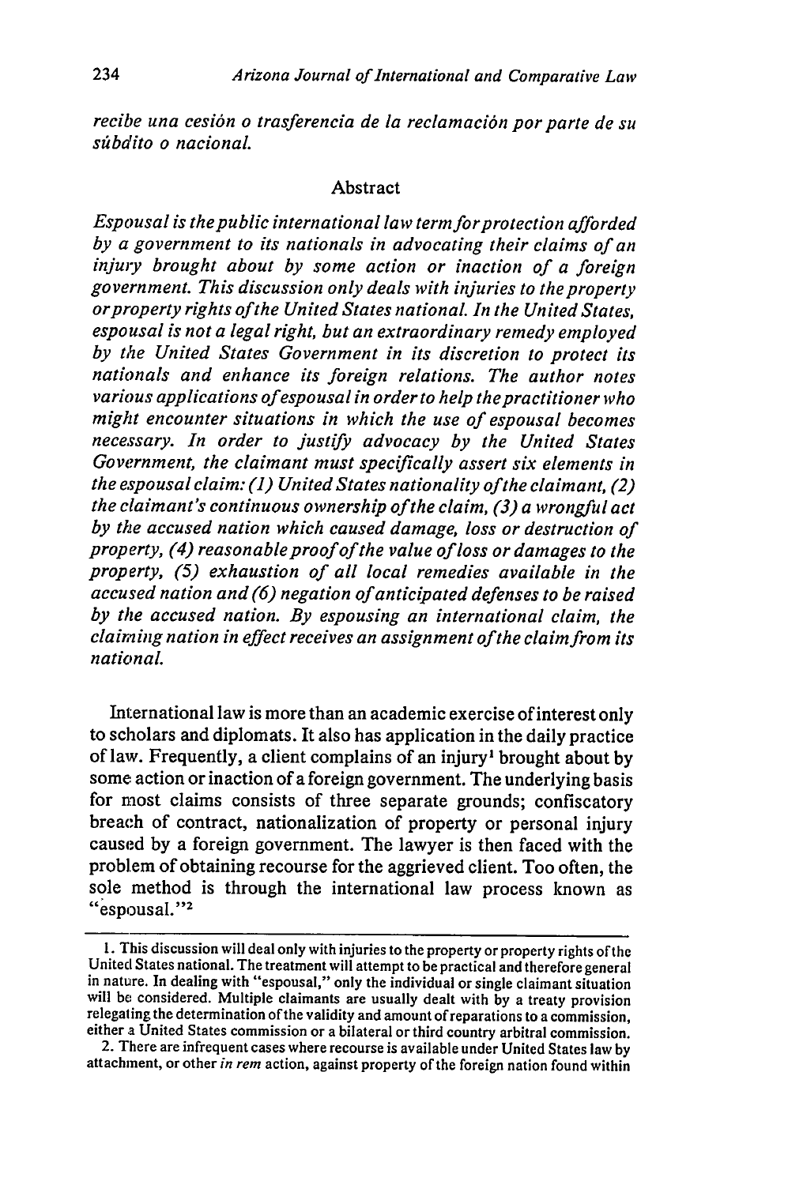*recibe una cesión o trasferencia de la reclamación por parte de su súbdito o nacional.*

## Abstract

*Espousal is the public international law term for protection afforded by a government to its nationals in advocating their claims of an injury brought about by some action or inaction of a foreign government. This discussion only deals with injuries to the property or property rights of the United States national. In the United States, espousal is not a legal right, but an extraordinary remedy employed by the United States Government in its discretion to protect its nationals and enhance its foreign relations. The author notes various applications of espousal in order to help the practitioner who might encounter situations in which the use of espousal becomes necessary. In order to justify advocacy by the United States Government, the claimant must specifically assert six elements in the espousal claim: (1) United States nationality of the claimant, (2) the claimant's continuous ownership of the claim, (3) a wrongful act by the accused nation which caused damage, loss or destruction of property, (4) reasonable proof of the value of loss or damages to the property, (5) exhaustion of all local remedies available in the accused nation and (6) negation of anticipated defenses to be raised by the accused nation. By espousing an international claim, the claiming nation in effect receives an assignment of the claim from its national.*

International law is more than an academic exercise of interest only to scholars and diplomats. It also has application in the daily practice of law. Frequently, a client complains of an injury[1] brought about by some action or inaction of a foreign government. The underlying basis for most claims consists of three separate grounds; confiscatory breach of contract, nationalization of property or personal injury caused by a foreign government. The lawyer is then faced with the problem of obtaining recourse for the aggrieved client. Too often, the sole method is through the international law process known as "espousal."[2]

---

1. This discussion will deal only with injuries to the property or property rights of the United States national. The treatment will attempt to be practical and therefore general in nature. In dealing with "espousal," only the individual or single claimant situation will be considered. Multiple claimants are usually dealt with by a treaty provision relegating the determination of the validity and amount of reparations to a commission, either a United States commission or a bilateral or third country arbitral commission.

2. There are infrequent cases where recourse is available under United States law by attachment, or other *in rem* action, against property of the foreign nation found within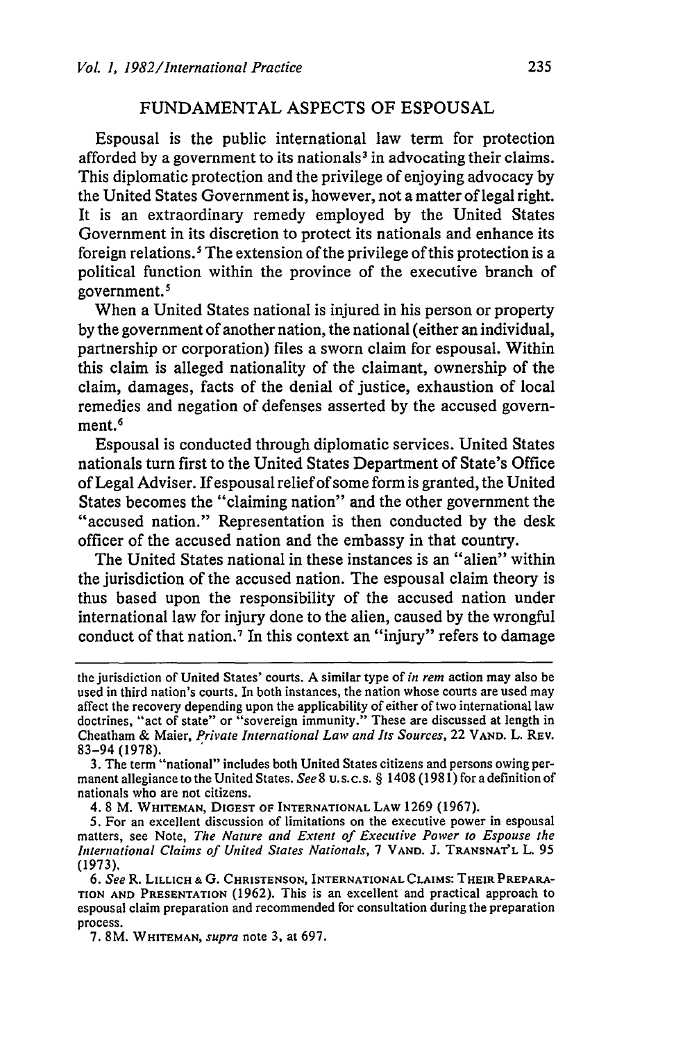## FUNDAMENTAL ASPECTS OF ESPOUSAL

Espousal is the public international law term for protection afforded by a government to its nationals[3] in advocating their claims. This diplomatic protection and the privilege of enjoying advocacy by the United States Government is, however, not a matter of legal right. It is an extraordinary remedy employed by the United States Government in its discretion to protect its nationals and enhance its foreign relations.[5] The extension of the privilege of this protection is a political function within the province of the executive branch of government.[5]

When a United States national is injured in his person or property by the government of another nation, the national (either an individual, partnership or corporation) files a sworn claim for espousal. Within this claim is alleged nationality of the claimant, ownership of the claim, damages, facts of the denial of justice, exhaustion of local remedies and negation of defenses asserted by the accused government.[6]

Espousal is conducted through diplomatic services. United States nationals turn first to the United States Department of State's Office of Legal Adviser. If espousal relief of some form is granted, the United States becomes the "claiming nation" and the other government the "accused nation." Representation is then conducted by the desk officer of the accused nation and the embassy in that country.

The United States national in these instances is an "alien" within the jurisdiction of the accused nation. The espousal claim theory is thus based upon the responsibility of the accused nation under international law for injury done to the alien, caused by the wrongful conduct of that nation.[7] In this context an "injury" refers to damage

---

the jurisdiction of United States' courts. A similar type of *in rem* action may also be used in third nation's courts. In both instances, the nation whose courts are used may affect the recovery depending upon the applicability of either of two international law doctrines, "act of state" or "sovereign immunity." These are discussed at length in Cheatham & Maier, *Private International Law and Its Sources*, 22 VAND. L. REV. 83–94 (1978).

3. The term "national" includes both United States citizens and persons owing permanent allegiance to the United States. *See* 8 U.S.C.S. § 1408 (1981) for a definition of nationals who are not citizens.

4. 8 M. WHITEMAN, DIGEST OF INTERNATIONAL LAW 1269 (1967).

5. For an excellent discussion of limitations on the executive power in espousal matters, see Note, *The Nature and Extent of Executive Power to Espouse the International Claims of United States Nationals*, 7 VAND. J. TRANSNAT'L L. 95 (1973).

6. *See* R. LILLICH & G. CHRISTENSON, INTERNATIONAL CLAIMS: THEIR PREPARATION AND PRESENTATION (1962). This is an excellent and practical approach to espousal claim preparation and recommended for consultation during the preparation process.

7. 8M. WHITEMAN, *supra* note 3, at 697.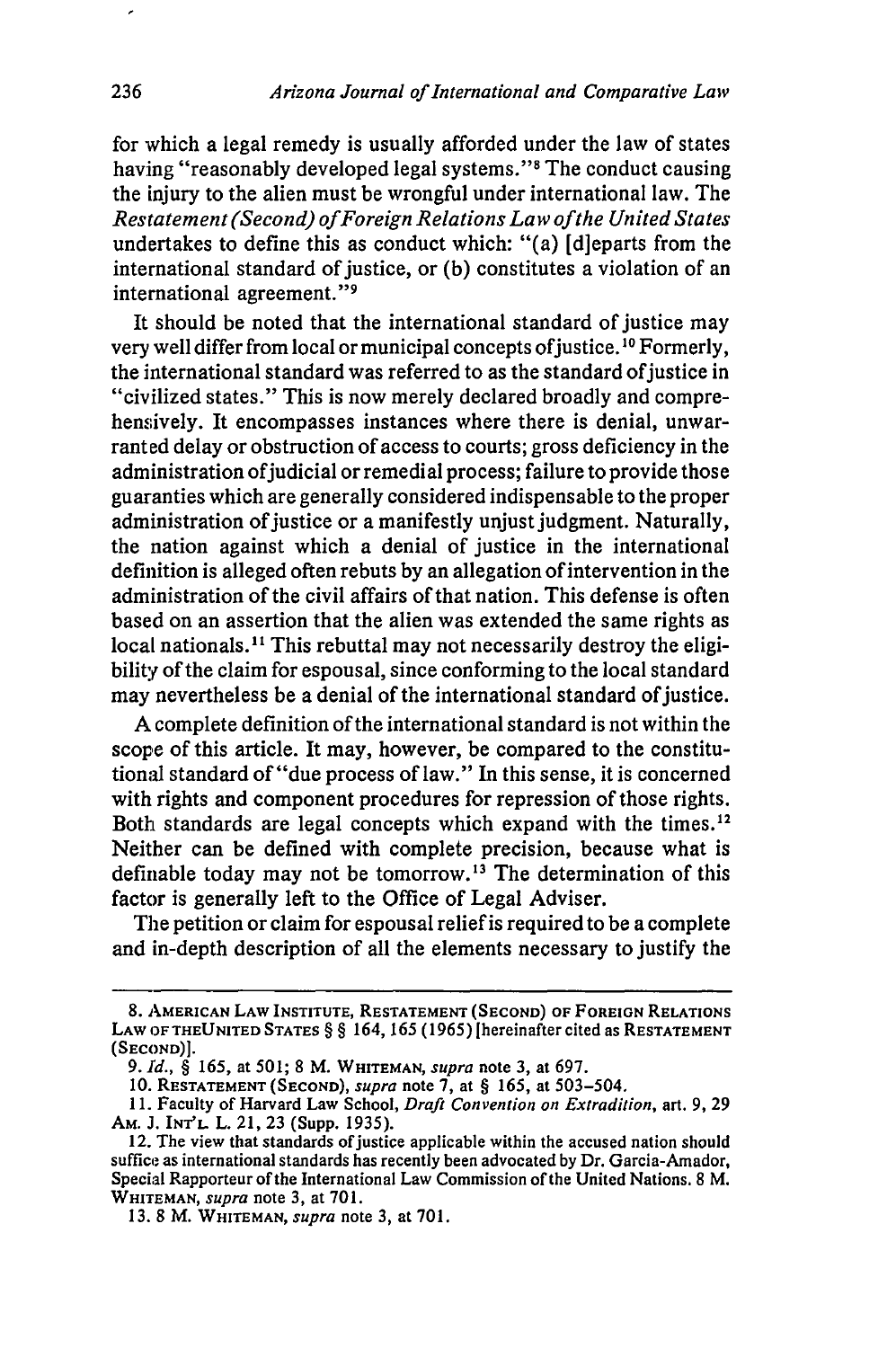for which a legal remedy is usually afforded under the law of states having "reasonably developed legal systems."[8] The conduct causing the injury to the alien must be wrongful under international law. The *Restatement (Second) of Foreign Relations Law of the United States* undertakes to define this as conduct which: "(a) [d]eparts from the international standard of justice, or (b) constitutes a violation of an international agreement."[9]

It should be noted that the international standard of justice may very well differ from local or municipal concepts of justice.[10] Formerly, the international standard was referred to as the standard of justice in "civilized states." This is now merely declared broadly and comprehensively. It encompasses instances where there is denial, unwarranted delay or obstruction of access to courts; gross deficiency in the administration of judicial or remedial process; failure to provide those guaranties which are generally considered indispensable to the proper administration of justice or a manifestly unjust judgment. Naturally, the nation against which a denial of justice in the international definition is alleged often rebuts by an allegation of intervention in the administration of the civil affairs of that nation. This defense is often based on an assertion that the alien was extended the same rights as local nationals.[11] This rebuttal may not necessarily destroy the eligibility of the claim for espousal, since conforming to the local standard may nevertheless be a denial of the international standard of justice.

A complete definition of the international standard is not within the scope of this article. It may, however, be compared to the constitutional standard of "due process of law." In this sense, it is concerned with rights and component procedures for repression of those rights. Both standards are legal concepts which expand with the times.[12] Neither can be defined with complete precision, because what is definable today may not be tomorrow.[13] The determination of this factor is generally left to the Office of Legal Adviser.

The petition or claim for espousal relief is required to be a complete and in-depth description of all the elements necessary to justify the

---

8. AMERICAN LAW INSTITUTE, RESTATEMENT (SECOND) OF FOREIGN RELATIONS LAW OF THE UNITED STATES § § 164, 165 (1965) [hereinafter cited as RESTATEMENT (SECOND)].

9. *Id.*, § 165, at 501; 8 M. WHITEMAN, *supra* note 3, at 697.

10. RESTATEMENT (SECOND), *supra* note 7, at § 165, at 503–504.

11. Faculty of Harvard Law School, *Draft Convention on Extradition*, art. 9, 29 AM. J. INT'L L. 21, 23 (Supp. 1935).

12. The view that standards of justice applicable within the accused nation should suffice as international standards has recently been advocated by Dr. Garcia-Amador, Special Rapporteur of the International Law Commission of the United Nations. 8 M. WHITEMAN, *supra* note 3, at 701.

13. 8 M. WHITEMAN, *supra* note 3, at 701.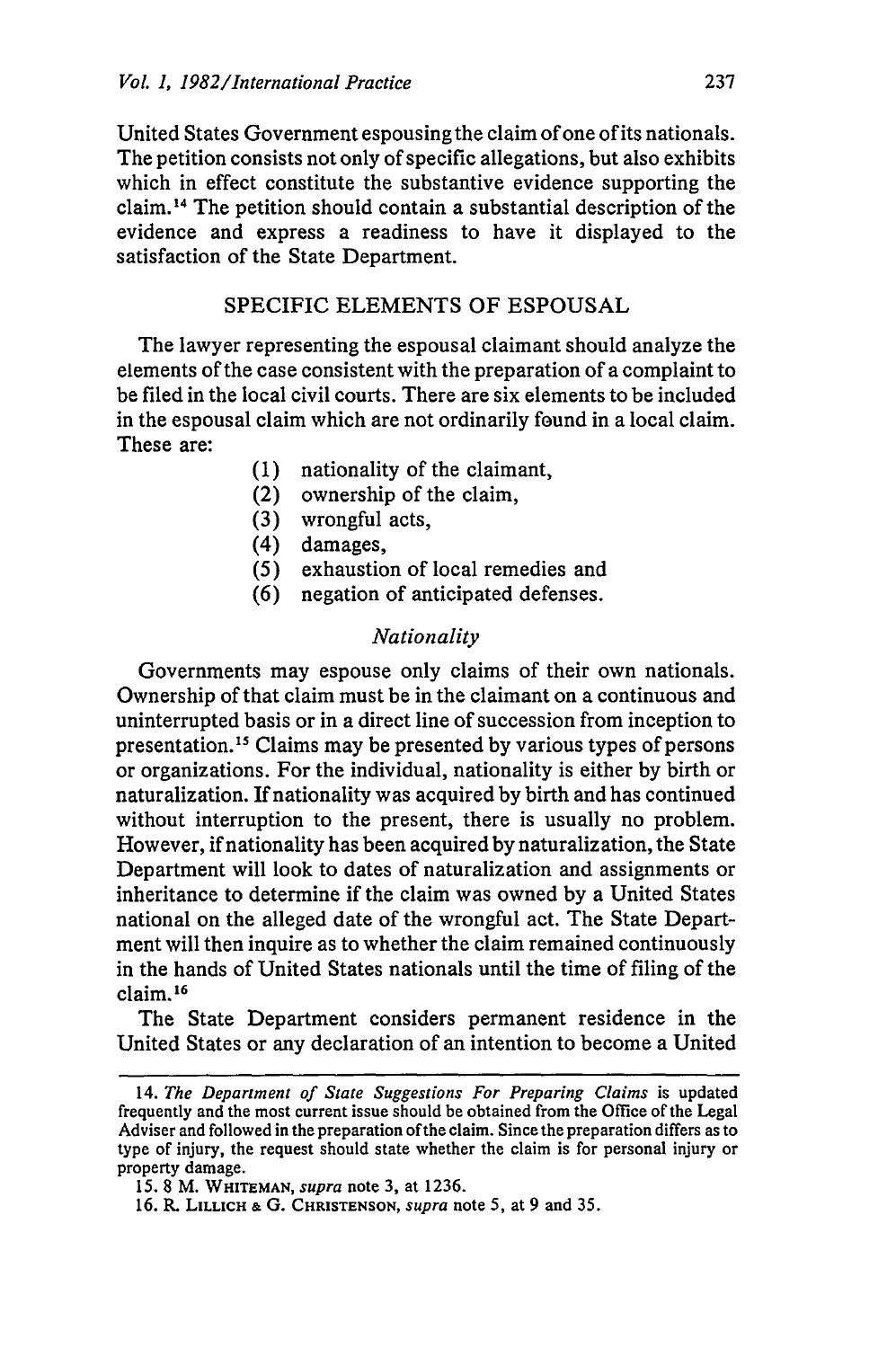United States Government espousing the claim of one of its nationals. The petition consists not only of specific allegations, but also exhibits which in effect constitute the substantive evidence supporting the claim.[14] The petition should contain a substantial description of the evidence and express a readiness to have it displayed to the satisfaction of the State Department.

## SPECIFIC ELEMENTS OF ESPOUSAL

The lawyer representing the espousal claimant should analyze the elements of the case consistent with the preparation of a complaint to be filed in the local civil courts. There are six elements to be included in the espousal claim which are not ordinarily found in a local claim. These are:

(1) nationality of the claimant,
(2) ownership of the claim,
(3) wrongful acts,
(4) damages,
(5) exhaustion of local remedies and
(6) negation of anticipated defenses.

### *Nationality*

Governments may espouse only claims of their own nationals. Ownership of that claim must be in the claimant on a continuous and uninterrupted basis or in a direct line of succession from inception to presentation.[15] Claims may be presented by various types of persons or organizations. For the individual, nationality is either by birth or naturalization. If nationality was acquired by birth and has continued without interruption to the present, there is usually no problem. However, if nationality has been acquired by naturalization, the State Department will look to dates of naturalization and assignments or inheritance to determine if the claim was owned by a United States national on the alleged date of the wrongful act. The State Department will then inquire as to whether the claim remained continuously in the hands of United States nationals until the time of filing of the claim.[16]

The State Department considers permanent residence in the United States or any declaration of an intention to become a United

---

14. *The Department of State Suggestions For Preparing Claims* is updated frequently and the most current issue should be obtained from the Office of the Legal Adviser and followed in the preparation of the claim. Since the preparation differs as to type of injury, the request should state whether the claim is for personal injury or property damage.

15. 8 M. WHITEMAN, *supra* note 3, at 1236.

16. R. LILLICH & G. CHRISTENSON, *supra* note 5, at 9 and 35.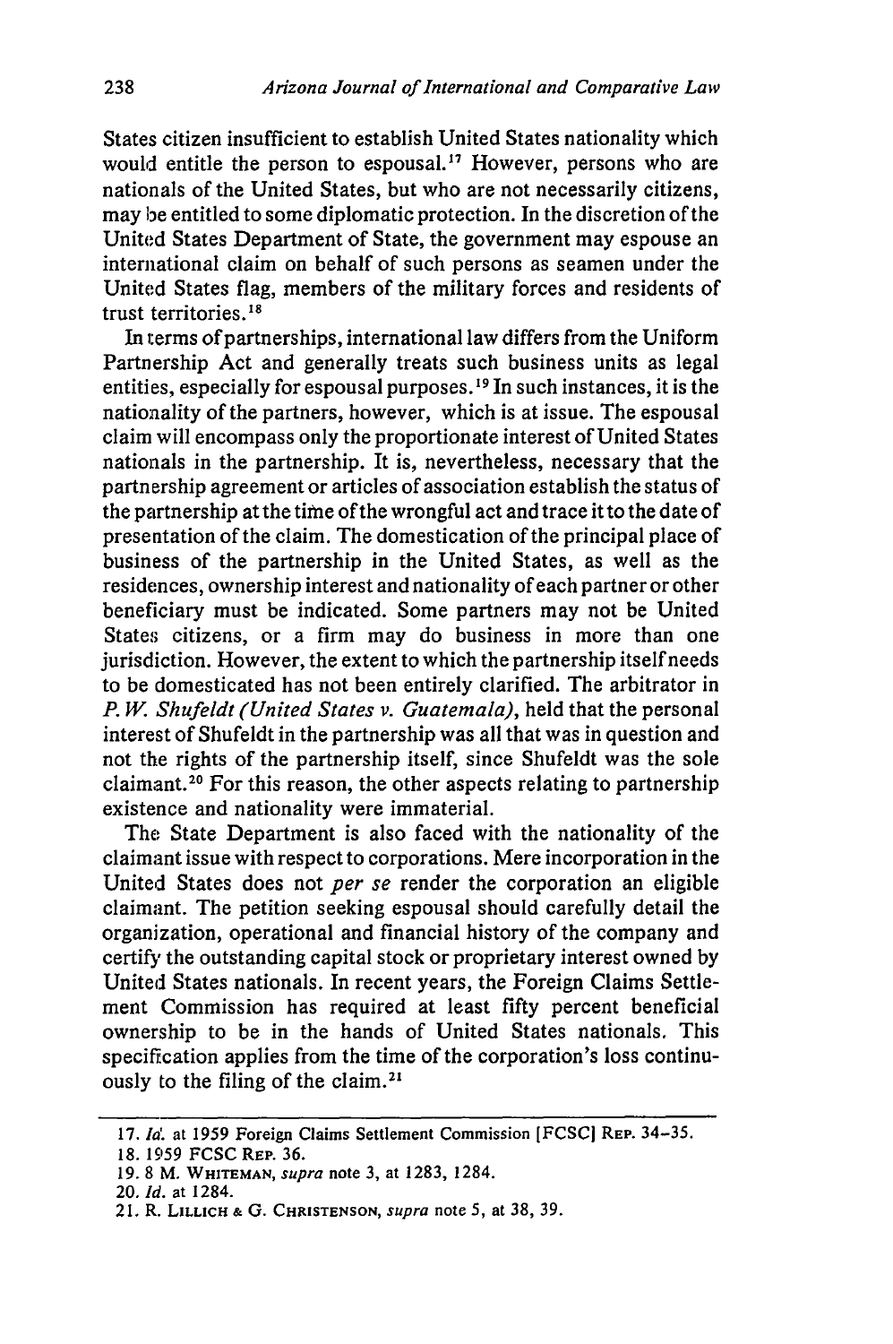States citizen insufficient to establish United States nationality which would entitle the person to espousal.[17] However, persons who are nationals of the United States, but who are not necessarily citizens, may be entitled to some diplomatic protection. In the discretion of the United States Department of State, the government may espouse an international claim on behalf of such persons as seamen under the United States flag, members of the military forces and residents of trust territories.[18]

In terms of partnerships, international law differs from the Uniform Partnership Act and generally treats such business units as legal entities, especially for espousal purposes.[19] In such instances, it is the nationality of the partners, however, which is at issue. The espousal claim will encompass only the proportionate interest of United States nationals in the partnership. It is, nevertheless, necessary that the partnership agreement or articles of association establish the status of the partnership at the time of the wrongful act and trace it to the date of presentation of the claim. The domestication of the principal place of business of the partnership in the United States, as well as the residences, ownership interest and nationality of each partner or other beneficiary must be indicated. Some partners may not be United States citizens, or a firm may do business in more than one jurisdiction. However, the extent to which the partnership itself needs to be domesticated has not been entirely clarified. The arbitrator in *P. W. Shufeldt (United States v. Guatemala)*, held that the personal interest of Shufeldt in the partnership was all that was in question and not the rights of the partnership itself, since Shufeldt was the sole claimant.[20] For this reason, the other aspects relating to partnership existence and nationality were immaterial.

The State Department is also faced with the nationality of the claimant issue with respect to corporations. Mere incorporation in the United States does not *per se* render the corporation an eligible claimant. The petition seeking espousal should carefully detail the organization, operational and financial history of the company and certify the outstanding capital stock or proprietary interest owned by United States nationals. In recent years, the Foreign Claims Settlement Commission has required at least fifty percent beneficial ownership to be in the hands of United States nationals. This specification applies from the time of the corporation's loss continuously to the filing of the claim.[21]

---

17. *Id.* at 1959 Foreign Claims Settlement Commission [FCSC] REP. 34–35.
18. 1959 FCSC REP. 36.
19. 8 M. WHITEMAN, *supra* note 3, at 1283, 1284.
20. *Id.* at 1284.
21. R. LILLICH & G. CHRISTENSON, *supra* note 5, at 38, 39.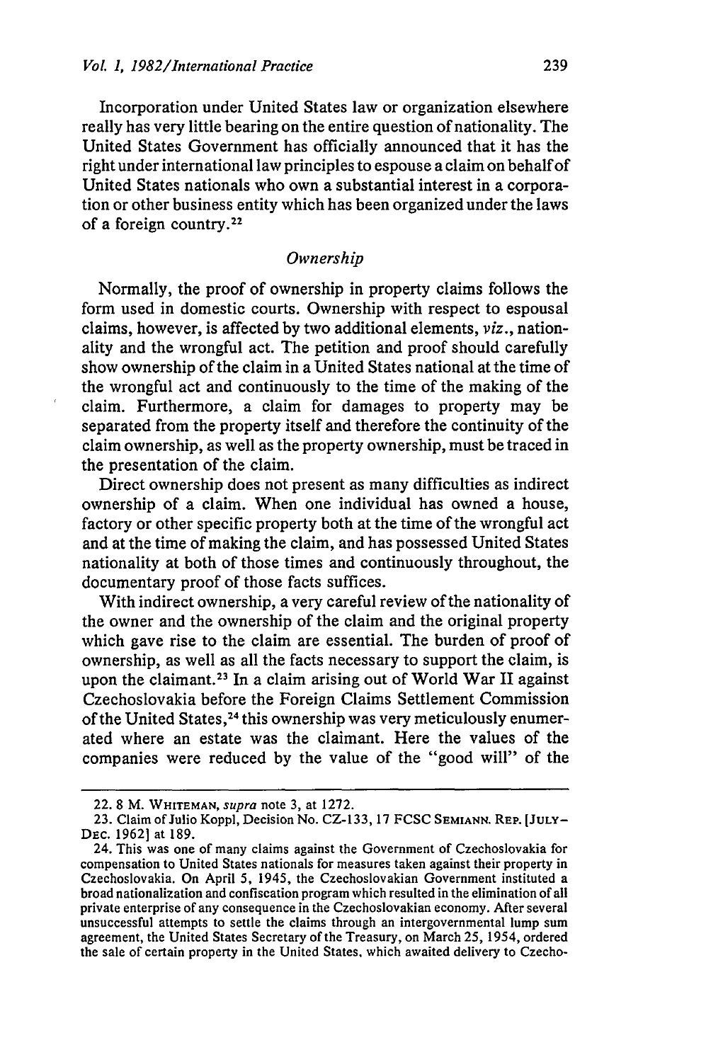Incorporation under United States law or organization elsewhere really has very little bearing on the entire question of nationality. The United States Government has officially announced that it has the right under international law principles to espouse a claim on behalf of United States nationals who own a substantial interest in a corporation or other business entity which has been organized under the laws of a foreign country.[22]

### *Ownership*

Normally, the proof of ownership in property claims follows the form used in domestic courts. Ownership with respect to espousal claims, however, is affected by two additional elements, *viz.*, nationality and the wrongful act. The petition and proof should carefully show ownership of the claim in a United States national at the time of the wrongful act and continuously to the time of the making of the claim. Furthermore, a claim for damages to property may be separated from the property itself and therefore the continuity of the claim ownership, as well as the property ownership, must be traced in the presentation of the claim.

Direct ownership does not present as many difficulties as indirect ownership of a claim. When one individual has owned a house, factory or other specific property both at the time of the wrongful act and at the time of making the claim, and has possessed United States nationality at both of those times and continuously throughout, the documentary proof of those facts suffices.

With indirect ownership, a very careful review of the nationality of the owner and the ownership of the claim and the original property which gave rise to the claim are essential. The burden of proof of ownership, as well as all the facts necessary to support the claim, is upon the claimant.[23] In a claim arising out of World War II against Czechoslovakia before the Foreign Claims Settlement Commission of the United States,[24] this ownership was very meticulously enumerated where an estate was the claimant. Here the values of the companies were reduced by the value of the "good will" of the

---

22. 8 M. WHITEMAN, *supra* note 3, at 1272.

23. Claim of Julio Koppl, Decision No. CZ-133, 17 FCSC SEMIANN. REP. [JULY-DEC. 1962] at 189.

24. This was one of many claims against the Government of Czechoslovakia for compensation to United States nationals for measures taken against their property in Czechoslovakia. On April 5, 1945, the Czechoslovakian Government instituted a broad nationalization and confiscation program which resulted in the elimination of all private enterprise of any consequence in the Czechoslovakian economy. After several unsuccessful attempts to settle the claims through an intergovernmental lump sum agreement, the United States Secretary of the Treasury, on March 25, 1954, ordered the sale of certain property in the United States, which awaited delivery to Czecho-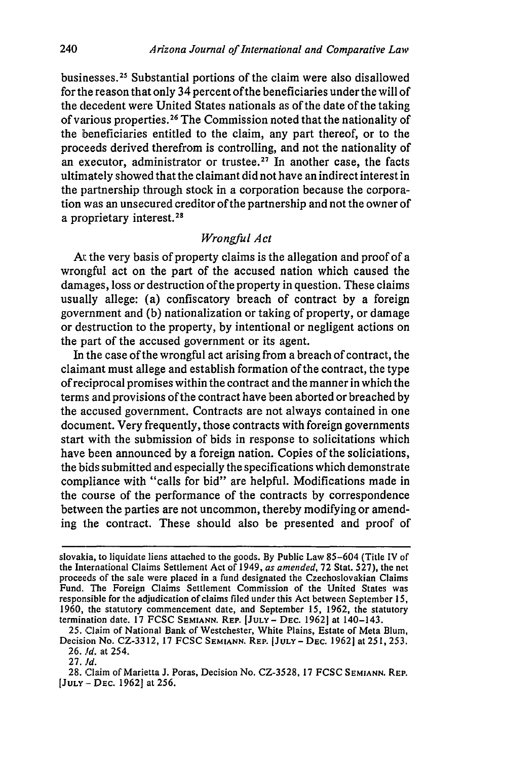businesses.[25] Substantial portions of the claim were also disallowed for the reason that only 34 percent of the beneficiaries under the will of the decedent were United States nationals as of the date of the taking of various properties.[26] The Commission noted that the nationality of the beneficiaries entitled to the claim, any part thereof, or to the proceeds derived therefrom is controlling, and not the nationality of an executor, administrator or trustee.[27] In another case, the facts ultimately showed that the claimant did not have an indirect interest in the partnership through stock in a corporation because the corporation was an unsecured creditor of the partnership and not the owner of a proprietary interest.[28]

### *Wrongful Act*

At the very basis of property claims is the allegation and proof of a wrongful act on the part of the accused nation which caused the damages, loss or destruction of the property in question. These claims usually allege: (a) confiscatory breach of contract by a foreign government and (b) nationalization or taking of property, or damage or destruction to the property, by intentional or negligent actions on the part of the accused government or its agent.

In the case of the wrongful act arising from a breach of contract, the claimant must allege and establish formation of the contract, the type of reciprocal promises within the contract and the manner in which the terms and provisions of the contract have been aborted or breached by the accused government. Contracts are not always contained in one document. Very frequently, those contracts with foreign governments start with the submission of bids in response to solicitations which have been announced by a foreign nation. Copies of the soliciations, the bids submitted and especially the specifications which demonstrate compliance with "calls for bid" are helpful. Modifications made in the course of the performance of the contracts by correspondence between the parties are not uncommon, thereby modifying or amending the contract. These should also be presented and proof of

---

slovakia, to liquidate liens attached to the goods. By Public Law 85-604 (Title IV of the International Claims Settlement Act of 1949, *as amended*, 72 Stat. 527), the net proceeds of the sale were placed in a fund designated the Czechoslovakian Claims Fund. The Foreign Claims Settlement Commission of the United States was responsible for the adjudication of claims filed under this Act between September 15, 1960, the statutory commencement date, and September 15, 1962, the statutory termination date. 17 FCSC SEMIANN. REP. [JULY – DEC. 1962] at 140–143.

25. Claim of National Bank of Westchester, White Plains, Estate of Meta Blum, Decision No. CZ-3312, 17 FCSC SEMIANN. REP. [JULY – DEC. 1962] at 251, 253.

26. *Id.* at 254.

27. *Id.*

28. Claim of Marietta J. Poras, Decision No. CZ-3528, 17 FCSC SEMIANN. REP. [JULY – DEC. 1962] at 256.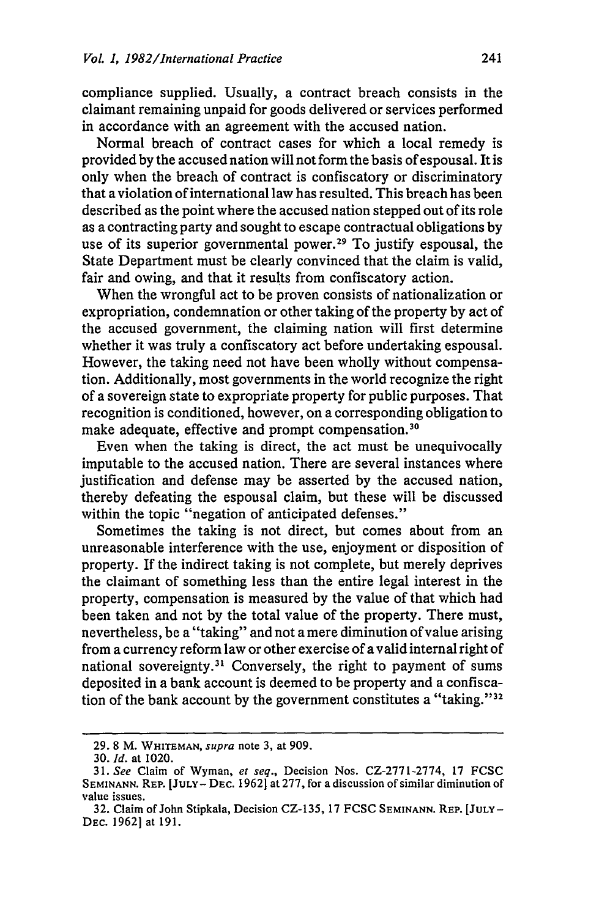compliance supplied. Usually, a contract breach consists in the claimant remaining unpaid for goods delivered or services performed in accordance with an agreement with the accused nation.

Normal breach of contract cases for which a local remedy is provided by the accused nation will not form the basis of espousal. It is only when the breach of contract is confiscatory or discriminatory that a violation of international law has resulted. This breach has been described as the point where the accused nation stepped out of its role as a contracting party and sought to escape contractual obligations by use of its superior governmental power.[29] To justify espousal, the State Department must be clearly convinced that the claim is valid, fair and owing, and that it results from confiscatory action.

When the wrongful act to be proven consists of nationalization or expropriation, condemnation or other taking of the property by act of the accused government, the claiming nation will first determine whether it was truly a confiscatory act before undertaking espousal. However, the taking need not have been wholly without compensation. Additionally, most governments in the world recognize the right of a sovereign state to expropriate property for public purposes. That recognition is conditioned, however, on a corresponding obligation to make adequate, effective and prompt compensation.[30]

Even when the taking is direct, the act must be unequivocally imputable to the accused nation. There are several instances where justification and defense may be asserted by the accused nation, thereby defeating the espousal claim, but these will be discussed within the topic "negation of anticipated defenses."

Sometimes the taking is not direct, but comes about from an unreasonable interference with the use, enjoyment or disposition of property. If the indirect taking is not complete, but merely deprives the claimant of something less than the entire legal interest in the property, compensation is measured by the value of that which had been taken and not by the total value of the property. There must, nevertheless, be a "taking" and not a mere diminution of value arising from a currency reform law or other exercise of a valid internal right of national sovereignty.[31] Conversely, the right to payment of sums deposited in a bank account is deemed to be property and a confiscation of the bank account by the government constitutes a "taking."[32]

---

29. 8 M. WHITEMAN, *supra* note 3, at 909.

30. *Id.* at 1020.

31. *See* Claim of Wyman, *et seq.*, Decision Nos. CZ-2771-2774, 17 FCSC SEMINANN. REP. [JULY – DEC. 1962] at 277, for a discussion of similar diminution of value issues.

32. Claim of John Stipkala, Decision CZ-135, 17 FCSC SEMINANN. REP. [JULY – DEC. 1962] at 191.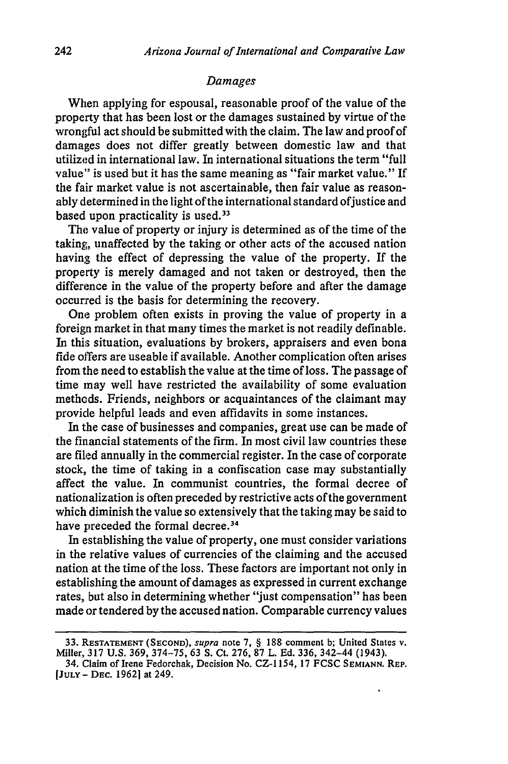### *Damages*

When applying for espousal, reasonable proof of the value of the property that has been lost or the damages sustained by virtue of the wrongful act should be submitted with the claim. The law and proof of damages does not differ greatly between domestic law and that utilized in international law. In international situations the term "full value" is used but it has the same meaning as "fair market value." If the fair market value is not ascertainable, then fair value as reasonably determined in the light of the international standard of justice and based upon practicality is used.[33]

The value of property or injury is determined as of the time of the taking, unaffected by the taking or other acts of the accused nation having the effect of depressing the value of the property. If the property is merely damaged and not taken or destroyed, then the difference in the value of the property before and after the damage occurred is the basis for determining the recovery.

One problem often exists in proving the value of property in a foreign market in that many times the market is not readily definable. In this situation, evaluations by brokers, appraisers and even bona fide offers are useable if available. Another complication often arises from the need to establish the value at the time of loss. The passage of time may well have restricted the availability of some evaluation methods. Friends, neighbors or acquaintances of the claimant may provide helpful leads and even affidavits in some instances.

In the case of businesses and companies, great use can be made of the financial statements of the firm. In most civil law countries these are filed annually in the commercial register. In the case of corporate stock, the time of taking in a confiscation case may substantially affect the value. In communist countries, the formal decree of nationalization is often preceded by restrictive acts of the government which diminish the value so extensively that the taking may be said to have preceded the formal decree.[34]

In establishing the value of property, one must consider variations in the relative values of currencies of the claiming and the accused nation at the time of the loss. These factors are important not only in establishing the amount of damages as expressed in current exchange rates, but also in determining whether "just compensation" has been made or tendered by the accused nation. Comparable currency values

---

33. RESTATEMENT (SECOND), *supra* note 7, § 188 comment b; United States v. Miller, 317 U.S. 369, 374-75, 63 S. Ct. 276, 87 L. Ed. 336, 342-44 (1943).

34. Claim of Irene Fedorchak, Decision No. CZ-1154, 17 FCSC SEMIANN. REP. [JULY - DEC. 1962] at 249.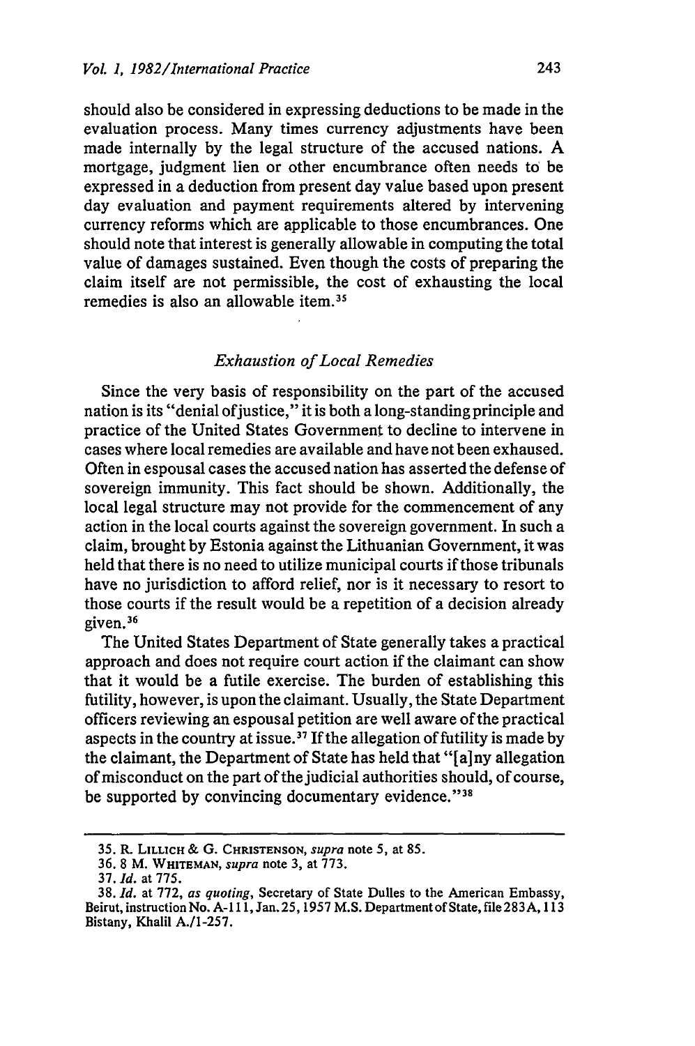should also be considered in expressing deductions to be made in the evaluation process. Many times currency adjustments have been made internally by the legal structure of the accused nations. A mortgage, judgment lien or other encumbrance often needs to be expressed in a deduction from present day value based upon present day evaluation and payment requirements altered by intervening currency reforms which are applicable to those encumbrances. One should note that interest is generally allowable in computing the total value of damages sustained. Even though the costs of preparing the claim itself are not permissible, the cost of exhausting the local remedies is also an allowable item.[35]

### *Exhaustion of Local Remedies*

Since the very basis of responsibility on the part of the accused nation is its "denial of justice," it is both a long-standing principle and practice of the United States Government to decline to intervene in cases where local remedies are available and have not been exhaused. Often in espousal cases the accused nation has asserted the defense of sovereign immunity. This fact should be shown. Additionally, the local legal structure may not provide for the commencement of any action in the local courts against the sovereign government. In such a claim, brought by Estonia against the Lithuanian Government, it was held that there is no need to utilize municipal courts if those tribunals have no jurisdiction to afford relief, nor is it necessary to resort to those courts if the result would be a repetition of a decision already given.[36]

The United States Department of State generally takes a practical approach and does not require court action if the claimant can show that it would be a futile exercise. The burden of establishing this futility, however, is upon the claimant. Usually, the State Department officers reviewing an espousal petition are well aware of the practical aspects in the country at issue.[37] If the allegation of futility is made by the claimant, the Department of State has held that "[a]ny allegation of misconduct on the part of the judicial authorities should, of course, be supported by convincing documentary evidence."[38]

---

35. R. LILLICH & G. CHRISTENSON, *supra* note 5, at 85.

36. 8 M. WHITEMAN, *supra* note 3, at 773.

37. *Id.* at 775.

38. *Id.* at 772, *as quoting*, Secretary of State Dulles to the American Embassy, Beirut, instruction No. A-111, Jan. 25, 1957 M.S. Department of State, file 283A, 113 Bistany, Khalil A./1-257.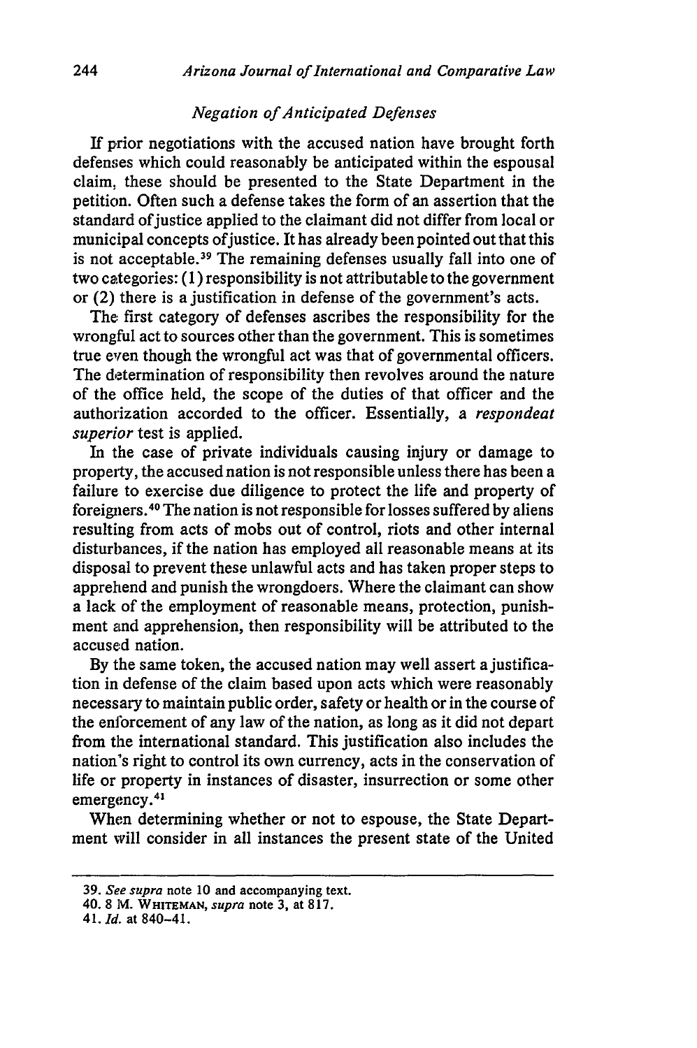### *Negation of Anticipated Defenses*

If prior negotiations with the accused nation have brought forth defenses which could reasonably be anticipated within the espousal claim, these should be presented to the State Department in the petition. Often such a defense takes the form of an assertion that the standard of justice applied to the claimant did not differ from local or municipal concepts of justice. It has already been pointed out that this is not acceptable.[39] The remaining defenses usually fall into one of two categories: (1) responsibility is not attributable to the government or (2) there is a justification in defense of the government's acts.

The first category of defenses ascribes the responsibility for the wrongful act to sources other than the government. This is sometimes true even though the wrongful act was that of governmental officers. The determination of responsibility then revolves around the nature of the office held, the scope of the duties of that officer and the authorization accorded to the officer. Essentially, a *respondeat superior* test is applied.

In the case of private individuals causing injury or damage to property, the accused nation is not responsible unless there has been a failure to exercise due diligence to protect the life and property of foreigners.[40] The nation is not responsible for losses suffered by aliens resulting from acts of mobs out of control, riots and other internal disturbances, if the nation has employed all reasonable means at its disposal to prevent these unlawful acts and has taken proper steps to apprehend and punish the wrongdoers. Where the claimant can show a lack of the employment of reasonable means, protection, punishment and apprehension, then responsibility will be attributed to the accused nation.

By the same token, the accused nation may well assert a justification in defense of the claim based upon acts which were reasonably necessary to maintain public order, safety or health or in the course of the enforcement of any law of the nation, as long as it did not depart from the international standard. This justification also includes the nation's right to control its own currency, acts in the conservation of life or property in instances of disaster, insurrection or some other emergency.[41]

When determining whether or not to espouse, the State Department will consider in all instances the present state of the United

---

39. *See supra* note 10 and accompanying text.

40. 8 M. WHITEMAN, *supra* note 3, at 817.

41. *Id.* at 840–41.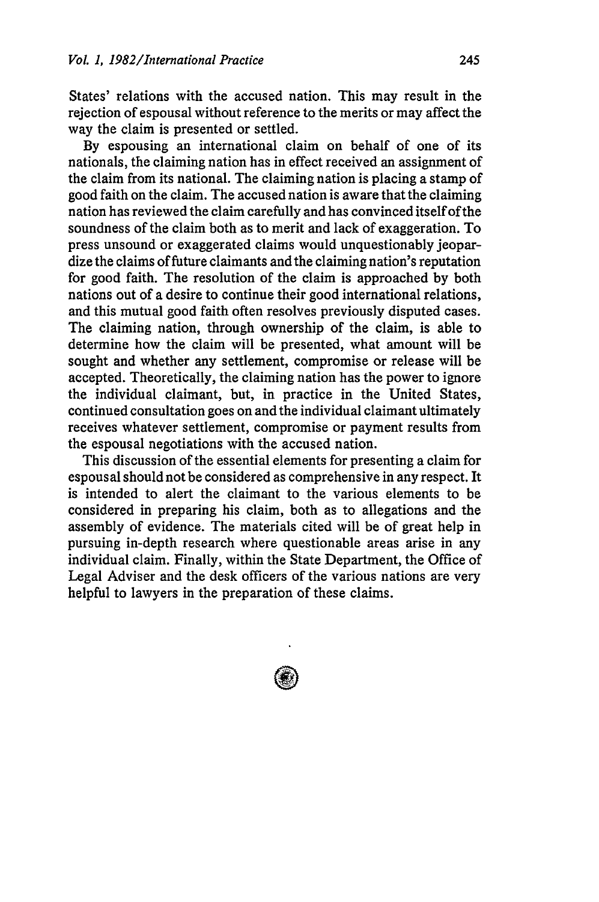States' relations with the accused nation. This may result in the rejection of espousal without reference to the merits or may affect the way the claim is presented or settled.

By espousing an international claim on behalf of one of its nationals, the claiming nation has in effect received an assignment of the claim from its national. The claiming nation is placing a stamp of good faith on the claim. The accused nation is aware that the claiming nation has reviewed the claim carefully and has convinced itself of the soundness of the claim both as to merit and lack of exaggeration. To press unsound or exaggerated claims would unquestionably jeopardize the claims of future claimants and the claiming nation's reputation for good faith. The resolution of the claim is approached by both nations out of a desire to continue their good international relations, and this mutual good faith often resolves previously disputed cases. The claiming nation, through ownership of the claim, is able to determine how the claim will be presented, what amount will be sought and whether any settlement, compromise or release will be accepted. Theoretically, the claiming nation has the power to ignore the individual claimant, but, in practice in the United States, continued consultation goes on and the individual claimant ultimately receives whatever settlement, compromise or payment results from the espousal negotiations with the accused nation.

This discussion of the essential elements for presenting a claim for espousal should not be considered as comprehensive in any respect. It is intended to alert the claimant to the various elements to be considered in preparing his claim, both as to allegations and the assembly of evidence. The materials cited will be of great help in pursuing in-depth research where questionable areas arise in any individual claim. Finally, within the State Department, the Office of Legal Adviser and the desk officers of the various nations are very helpful to lawyers in the preparation of these claims.